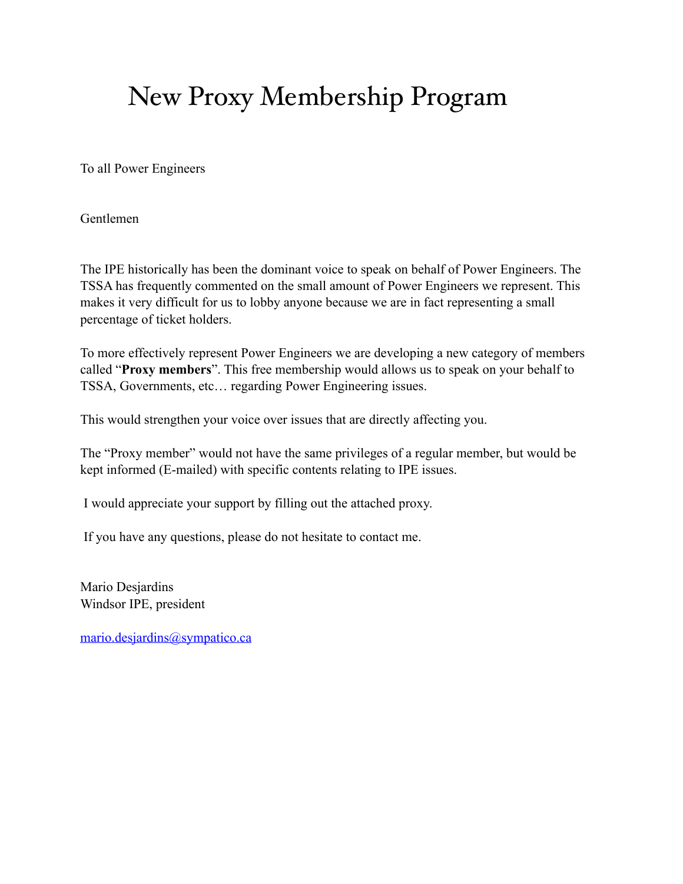# New Proxy Membership Program

To all Power Engineers

Gentlemen

The IPE historically has been the dominant voice to speak on behalf of Power Engineers. The TSSA has frequently commented on the small amount of Power Engineers we represent. This makes it very difficult for us to lobby anyone because we are in fact representing a small percentage of ticket holders.

To more effectively represent Power Engineers we are developing a new category of members called "**Proxy members**". This free membership would allows us to speak on your behalf to TSSA, Governments, etc… regarding Power Engineering issues.

This would strengthen your voice over issues that are directly affecting you.

The "Proxy member" would not have the same privileges of a regular member, but would be kept informed (E-mailed) with specific contents relating to IPE issues.

I would appreciate your support by filling out the attached proxy.

If you have any questions, please do not hesitate to contact me.

Mario Desjardins
Windsor IPE, president

mario.desjardins@sympatico.ca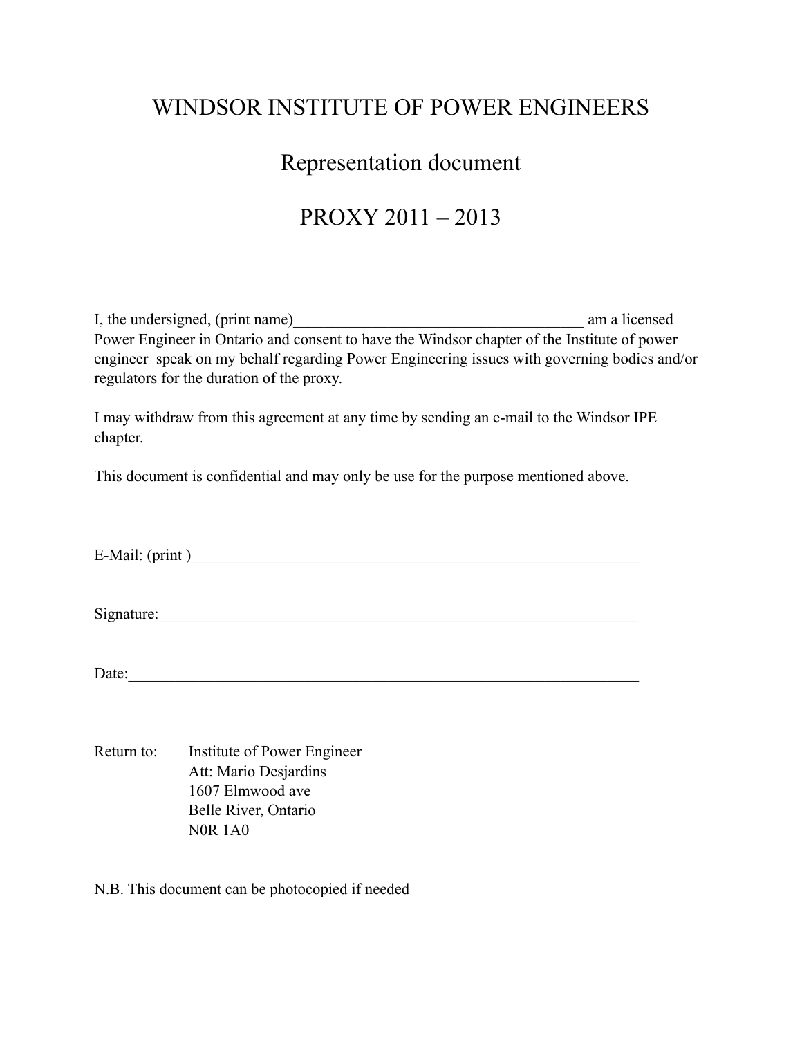# WINDSOR INSTITUTE OF POWER ENGINEERS

## Representation document

## PROXY 2011 – 2013

I, the undersigned, (print name)______________________________________ am a licensed Power Engineer in Ontario and consent to have the Windsor chapter of the Institute of power engineer speak on my behalf regarding Power Engineering issues with governing bodies and/or regulators for the duration of the proxy.

I may withdraw from this agreement at any time by sending an e-mail to the Windsor IPE chapter.

This document is confidential and may only be use for the purpose mentioned above.

E-Mail: (print )____________________________________________________________

Signature:_________________________________________________________________

Date:_____________________________________________________________________

Return to: Institute of Power Engineer
Att: Mario Desjardins
1607 Elmwood ave
Belle River, Ontario
N0R 1A0

N.B. This document can be photocopied if needed